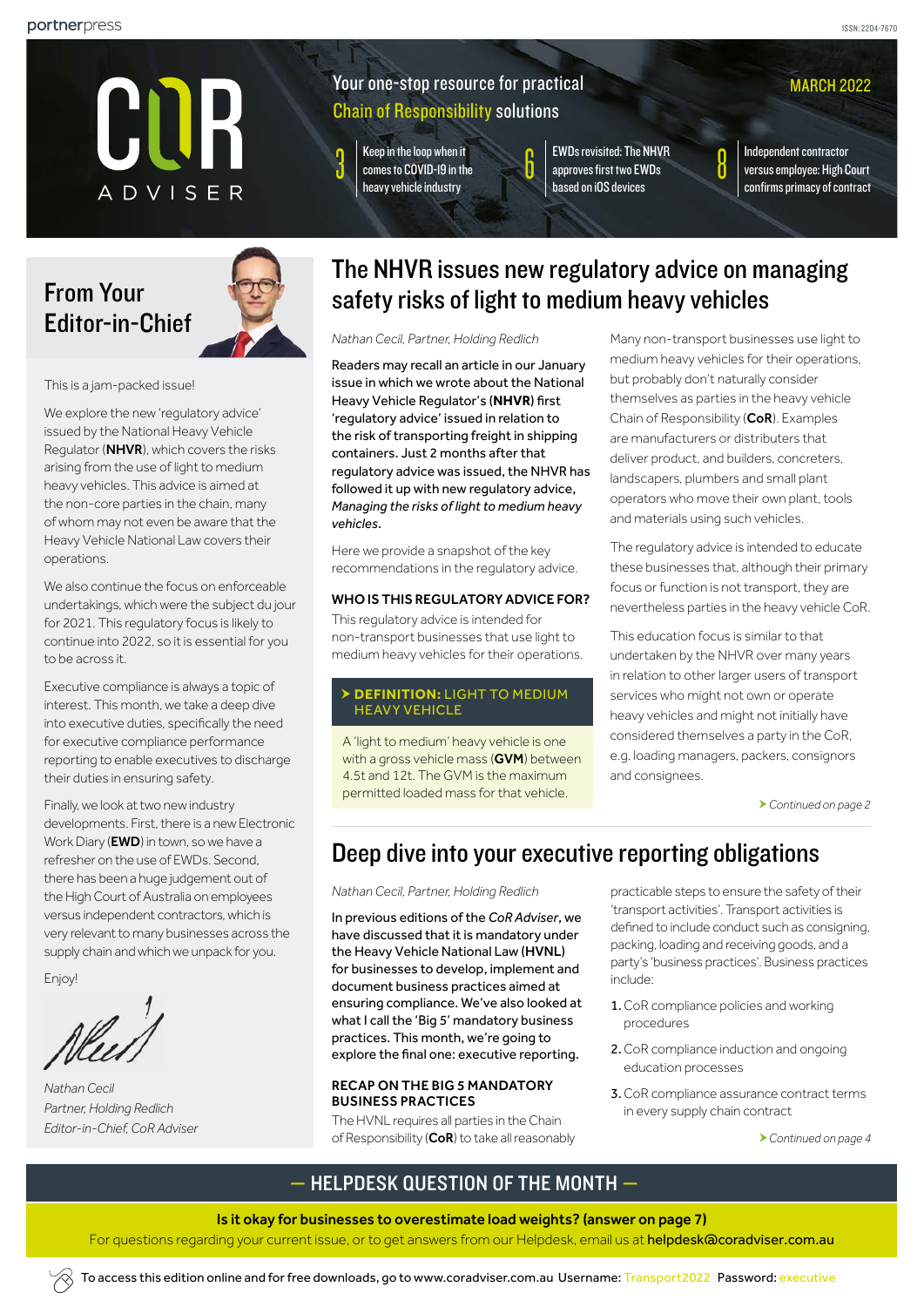portnerpress

ISSN: 2204-7670

# COR ADVISER

Your one-stop resource for practical Chain of Responsibility solutions

MARCH 2022

3 Keep in the loop when it comes to COVID-19 in the heavy vehicle industry

6 EWDs revisited: The NHVR approves first two EWDs based on iOS devices

8 Independent contractor versus employee: High Court confirms primacy of contract

## From Your Editor-in-Chief

This is a jam-packed issue!

We explore the new 'regulatory advice' issued by the National Heavy Vehicle Regulator (**NHVR**), which covers the risks arising from the use of light to medium heavy vehicles. This advice is aimed at the non-core parties in the chain, many of whom may not even be aware that the Heavy Vehicle National Law covers their operations.

We also continue the focus on enforceable undertakings, which were the subject du jour for 2021. This regulatory focus is likely to continue into 2022, so it is essential for you to be across it.

Executive compliance is always a topic of interest. This month, we take a deep dive into executive duties, specifically the need for executive compliance performance reporting to enable executives to discharge their duties in ensuring safety.

Finally, we look at two new industry developments. First, there is a new Electronic Work Diary (**EWD**) in town, so we have a refresher on the use of EWDs. Second, there has been a huge judgement out of the High Court of Australia on employees versus independent contractors, which is very relevant to many businesses across the supply chain and which we unpack for you.

Enjoy!

*Nathan Cecil*
*Partner, Holding Redlich*
*Editor-in-Chief, CoR Adviser*

## The NHVR issues new regulatory advice on managing safety risks of light to medium heavy vehicles

*Nathan Cecil, Partner, Holding Redlich*

Readers may recall an article in our January issue in which we wrote about the National Heavy Vehicle Regulator's (**NHVR**) first 'regulatory advice' issued in relation to the risk of transporting freight in shipping containers. Just 2 months after that regulatory advice was issued, the NHVR has followed it up with new regulatory advice, *Managing the risks of light to medium heavy vehicles*.

Here we provide a snapshot of the key recommendations in the regulatory advice.

### WHO IS THIS REGULATORY ADVICE FOR?

This regulatory advice is intended for non-transport businesses that use light to medium heavy vehicles for their operations.

> **DEFINITION:** LIGHT TO MEDIUM HEAVY VEHICLE
>
> A 'light to medium' heavy vehicle is one with a gross vehicle mass (**GVM**) between 4.5t and 12t. The GVM is the maximum permitted loaded mass for that vehicle.

Many non-transport businesses use light to medium heavy vehicles for their operations, but probably don't naturally consider themselves as parties in the heavy vehicle Chain of Responsibility (**CoR**). Examples are manufacturers or distributers that deliver product, and builders, concreters, landscapers, plumbers and small plant operators who move their own plant, tools and materials using such vehicles.

The regulatory advice is intended to educate these businesses that, although their primary focus or function is not transport, they are nevertheless parties in the heavy vehicle CoR.

This education focus is similar to that undertaken by the NHVR over many years in relation to other larger users of transport services who might not own or operate heavy vehicles and might not initially have considered themselves a party in the CoR, e.g. loading managers, packers, consignors and consignees.

*Continued on page 2*

## Deep dive into your executive reporting obligations

*Nathan Cecil, Partner, Holding Redlich*

In previous editions of the *CoR Adviser*, we have discussed that it is mandatory under the Heavy Vehicle National Law (**HVNL**) for businesses to develop, implement and document business practices aimed at ensuring compliance. We've also looked at what I call the 'Big 5' mandatory business practices. This month, we're going to explore the final one: executive reporting.

### RECAP ON THE BIG 5 MANDATORY BUSINESS PRACTICES

The HVNL requires all parties in the Chain of Responsibility (**CoR**) to take all reasonably practicable steps to ensure the safety of their 'transport activities'. Transport activities is defined to include conduct such as consigning, packing, loading and receiving goods, and a party's 'business practices'. Business practices include:

1. CoR compliance policies and working procedures
2. CoR compliance induction and ongoing education processes
3. CoR compliance assurance contract terms in every supply chain contract

*Continued on page 4*

## — HELPDESK QUESTION OF THE MONTH —

**Is it okay for businesses to overestimate load weights? (answer on page 7)**

For questions regarding your current issue, or to get answers from our Helpdesk, email us at **helpdesk@coradviser.com.au**

To access this edition online and for free downloads, go to www.coradviser.com.au Username: Transport2022 Password: executive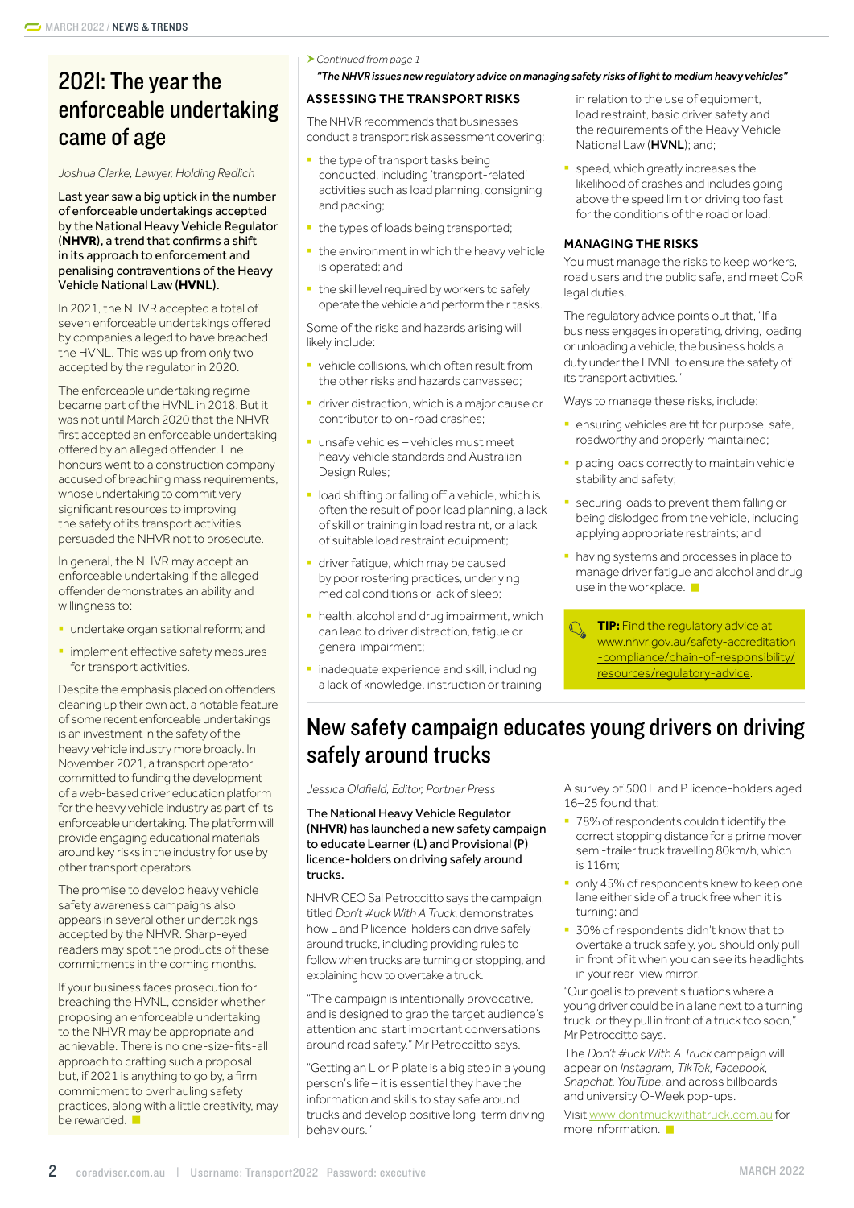# 2021: The year the enforceable undertaking came of age

*Joshua Clarke, Lawyer, Holding Redlich*

**Last year saw a big uptick in the number of enforceable undertakings accepted by the National Heavy Vehicle Regulator (NHVR), a trend that confirms a shift in its approach to enforcement and penalising contraventions of the Heavy Vehicle National Law (HVNL).**

In 2021, the NHVR accepted a total of seven enforceable undertakings offered by companies alleged to have breached the HVNL. This was up from only two accepted by the regulator in 2020.

The enforceable undertaking regime became part of the HVNL in 2018. But it was not until March 2020 that the NHVR first accepted an enforceable undertaking offered by an alleged offender. Line honours went to a construction company accused of breaching mass requirements, whose undertaking to commit very significant resources to improving the safety of its transport activities persuaded the NHVR not to prosecute.

In general, the NHVR may accept an enforceable undertaking if the alleged offender demonstrates an ability and willingness to:

- undertake organisational reform; and
- implement effective safety measures for transport activities.

Despite the emphasis placed on offenders cleaning up their own act, a notable feature of some recent enforceable undertakings is an investment in the safety of the heavy vehicle industry more broadly. In November 2021, a transport operator committed to funding the development of a web-based driver education platform for the heavy vehicle industry as part of its enforceable undertaking. The platform will provide engaging educational materials around key risks in the industry for use by other transport operators.

The promise to develop heavy vehicle safety awareness campaigns also appears in several other undertakings accepted by the NHVR. Sharp-eyed readers may spot the products of these commitments in the coming months.

If your business faces prosecution for breaching the HVNL, consider whether proposing an enforceable undertaking to the NHVR may be appropriate and achievable. There is no one-size-fits-all approach to crafting such a proposal but, if 2021 is anything to go by, a firm commitment to overhauling safety practices, along with a little creativity, may be rewarded.

*Continued from page 1*

***"The NHVR issues new regulatory advice on managing safety risks of light to medium heavy vehicles"***

### ASSESSING THE TRANSPORT RISKS

The NHVR recommends that businesses conduct a transport risk assessment covering:

- the type of transport tasks being conducted, including 'transport-related' activities such as load planning, consigning and packing;
- the types of loads being transported;
- the environment in which the heavy vehicle is operated; and
- the skill level required by workers to safely operate the vehicle and perform their tasks.

Some of the risks and hazards arising will likely include:

- vehicle collisions, which often result from the other risks and hazards canvassed;
- driver distraction, which is a major cause or contributor to on-road crashes;
- unsafe vehicles – vehicles must meet heavy vehicle standards and Australian Design Rules;
- load shifting or falling off a vehicle, which is often the result of poor load planning, a lack of skill or training in load restraint, or a lack of suitable load restraint equipment;
- driver fatigue, which may be caused by poor rostering practices, underlying medical conditions or lack of sleep;
- health, alcohol and drug impairment, which can lead to driver distraction, fatigue or general impairment;
- inadequate experience and skill, including a lack of knowledge, instruction or training in relation to the use of equipment, load restraint, basic driver safety and the requirements of the Heavy Vehicle National Law (**HVNL**); and
- speed, which greatly increases the likelihood of crashes and includes going above the speed limit or driving too fast for the conditions of the road or load.

### MANAGING THE RISKS

You must manage the risks to keep workers, road users and the public safe, and meet CoR legal duties.

The regulatory advice points out that, "If a business engages in operating, driving, loading or unloading a vehicle, the business holds a duty under the HVNL to ensure the safety of its transport activities."

Ways to manage these risks, include:

- ensuring vehicles are fit for purpose, safe, roadworthy and properly maintained;
- placing loads correctly to maintain vehicle stability and safety;
- securing loads to prevent them falling or being dislodged from the vehicle, including applying appropriate restraints; and
- having systems and processes in place to manage driver fatigue and alcohol and drug use in the workplace.

**TIP:** Find the regulatory advice at www.nhvr.gov.au/safety-accreditation-compliance/chain-of-responsibility/resources/regulatory-advice.

# New safety campaign educates young drivers on driving safely around trucks

*Jessica Oldfield, Editor, Portner Press*

**The National Heavy Vehicle Regulator (NHVR) has launched a new safety campaign to educate Learner (L) and Provisional (P) licence-holders on driving safely around trucks.**

NHVR CEO Sal Petroccitto says the campaign, titled *Don't #uck With A Truck*, demonstrates how L and P licence-holders can drive safely around trucks, including providing rules to follow when trucks are turning or stopping, and explaining how to overtake a truck.

"The campaign is intentionally provocative, and is designed to grab the target audience's attention and start important conversations around road safety," Mr Petroccitto says.

"Getting an L or P plate is a big step in a young person's life – it is essential they have the information and skills to stay safe around trucks and develop positive long-term driving behaviours."

A survey of 500 L and P licence-holders aged 16–25 found that:

- 78% of respondents couldn't identify the correct stopping distance for a prime mover semi-trailer truck travelling 80km/h, which is 116m;
- only 45% of respondents knew to keep one lane either side of a truck free when it is turning; and
- 30% of respondents didn't know that to overtake a truck safely, you should only pull in front of it when you can see its headlights in your rear-view mirror.

"Our goal is to prevent situations where a young driver could be in a lane next to a turning truck, or they pull in front of a truck too soon," Mr Petroccitto says.

The *Don't #uck With A Truck* campaign will appear on *Instagram, TikTok, Facebook, Snapchat, YouTube*, and across billboards and university O-Week pop-ups.

Visit www.dontmuckwithatruck.com.au for more information.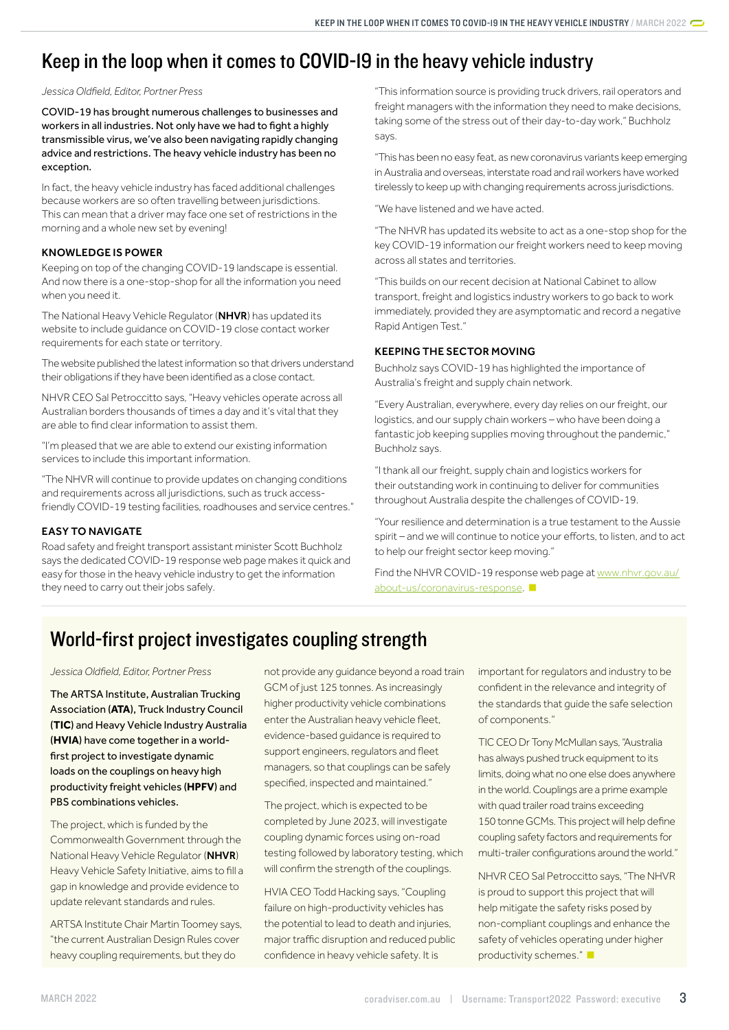# Keep in the loop when it comes to COVID-19 in the heavy vehicle industry

*Jessica Oldfield, Editor, Portner Press*

COVID-19 has brought numerous challenges to businesses and workers in all industries. Not only have we had to fight a highly transmissible virus, we've also been navigating rapidly changing advice and restrictions. The heavy vehicle industry has been no exception.

In fact, the heavy vehicle industry has faced additional challenges because workers are so often travelling between jurisdictions. This can mean that a driver may face one set of restrictions in the morning and a whole new set by evening!

### KNOWLEDGE IS POWER

Keeping on top of the changing COVID-19 landscape is essential. And now there is a one-stop-shop for all the information you need when you need it.

The National Heavy Vehicle Regulator (**NHVR**) has updated its website to include guidance on COVID-19 close contact worker requirements for each state or territory.

The website published the latest information so that drivers understand their obligations if they have been identified as a close contact.

NHVR CEO Sal Petroccitto says, "Heavy vehicles operate across all Australian borders thousands of times a day and it's vital that they are able to find clear information to assist them.

"I'm pleased that we are able to extend our existing information services to include this important information.

"The NHVR will continue to provide updates on changing conditions and requirements across all jurisdictions, such as truck access-friendly COVID-19 testing facilities, roadhouses and service centres."

### EASY TO NAVIGATE

Road safety and freight transport assistant minister Scott Buchholz says the dedicated COVID-19 response web page makes it quick and easy for those in the heavy vehicle industry to get the information they need to carry out their jobs safely.

"This information source is providing truck drivers, rail operators and freight managers with the information they need to make decisions, taking some of the stress out of their day-to-day work," Buchholz says.

"This has been no easy feat, as new coronavirus variants keep emerging in Australia and overseas, interstate road and rail workers have worked tirelessly to keep up with changing requirements across jurisdictions.

"We have listened and we have acted.

"The NHVR has updated its website to act as a one-stop shop for the key COVID-19 information our freight workers need to keep moving across all states and territories.

"This builds on our recent decision at National Cabinet to allow transport, freight and logistics industry workers to go back to work immediately, provided they are asymptomatic and record a negative Rapid Antigen Test."

### KEEPING THE SECTOR MOVING

Buchholz says COVID-19 has highlighted the importance of Australia's freight and supply chain network.

"Every Australian, everywhere, every day relies on our freight, our logistics, and our supply chain workers – who have been doing a fantastic job keeping supplies moving throughout the pandemic," Buchholz says.

"I thank all our freight, supply chain and logistics workers for their outstanding work in continuing to deliver for communities throughout Australia despite the challenges of COVID-19.

"Your resilience and determination is a true testament to the Aussie spirit – and we will continue to notice your efforts, to listen, and to act to help our freight sector keep moving."

Find the NHVR COVID-19 response web page at www.nhvr.gov.au/about-us/coronavirus-response.

# World-first project investigates coupling strength

*Jessica Oldfield, Editor, Portner Press*

The ARTSA Institute, Australian Trucking Association (**ATA**), Truck Industry Council (**TIC**) and Heavy Vehicle Industry Australia (**HVIA**) have come together in a world-first project to investigate dynamic loads on the couplings on heavy high productivity freight vehicles (**HPFV**) and PBS combinations vehicles.

The project, which is funded by the Commonwealth Government through the National Heavy Vehicle Regulator (**NHVR**) Heavy Vehicle Safety Initiative, aims to fill a gap in knowledge and provide evidence to update relevant standards and rules.

ARTSA Institute Chair Martin Toomey says, "the current Australian Design Rules cover heavy coupling requirements, but they do not provide any guidance beyond a road train GCM of just 125 tonnes. As increasingly higher productivity vehicle combinations enter the Australian heavy vehicle fleet, evidence-based guidance is required to support engineers, regulators and fleet managers, so that couplings can be safely specified, inspected and maintained."

The project, which is expected to be completed by June 2023, will investigate coupling dynamic forces using on-road testing followed by laboratory testing, which will confirm the strength of the couplings.

HVIA CEO Todd Hacking says, "Coupling failure on high-productivity vehicles has the potential to lead to death and injuries, major traffic disruption and reduced public confidence in heavy vehicle safety. It is important for regulators and industry to be confident in the relevance and integrity of the standards that guide the safe selection of components."

TIC CEO Dr Tony McMullan says, "Australia has always pushed truck equipment to its limits, doing what no one else does anywhere in the world. Couplings are a prime example with quad trailer road trains exceeding 150 tonne GCMs. This project will help define coupling safety factors and requirements for multi-trailer configurations around the world."

NHVR CEO Sal Petroccitto says, "The NHVR is proud to support this project that will help mitigate the safety risks posed by non-compliant couplings and enhance the safety of vehicles operating under higher productivity schemes."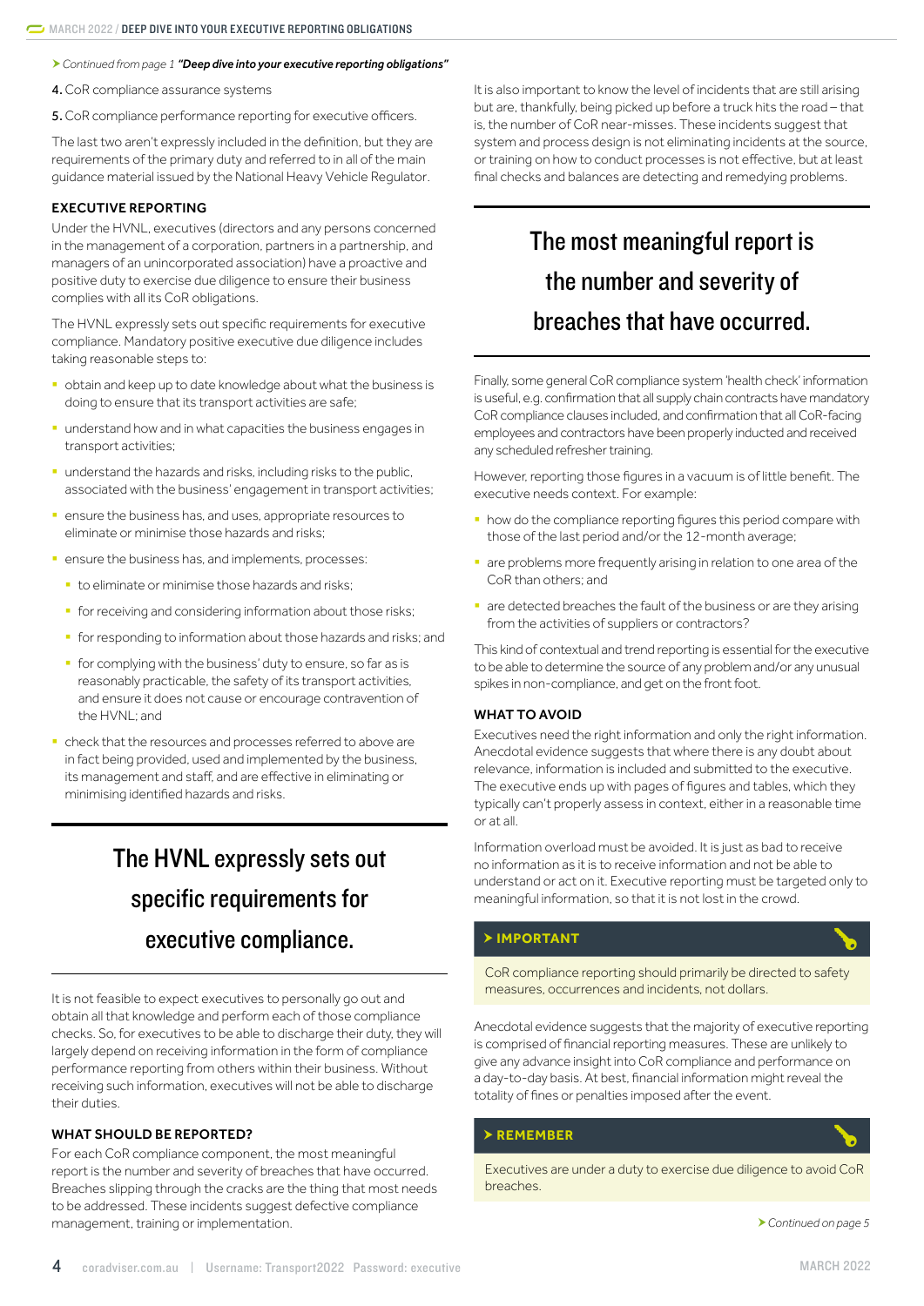*Continued from page 1* ***"Deep dive into your executive reporting obligations"***

**4.** CoR compliance assurance systems

**5.** CoR compliance performance reporting for executive officers.

The last two aren't expressly included in the definition, but they are requirements of the primary duty and referred to in all of the main guidance material issued by the National Heavy Vehicle Regulator.

### EXECUTIVE REPORTING

Under the HVNL, executives (directors and any persons concerned in the management of a corporation, partners in a partnership, and managers of an unincorporated association) have a proactive and positive duty to exercise due diligence to ensure their business complies with all its CoR obligations.

The HVNL expressly sets out specific requirements for executive compliance. Mandatory positive executive due diligence includes taking reasonable steps to:

- obtain and keep up to date knowledge about what the business is doing to ensure that its transport activities are safe;
- understand how and in what capacities the business engages in transport activities;
- understand the hazards and risks, including risks to the public, associated with the business' engagement in transport activities;
- ensure the business has, and uses, appropriate resources to eliminate or minimise those hazards and risks;
- ensure the business has, and implements, processes:
  - to eliminate or minimise those hazards and risks;
  - for receiving and considering information about those risks;
  - for responding to information about those hazards and risks; and
  - for complying with the business' duty to ensure, so far as is reasonably practicable, the safety of its transport activities, and ensure it does not cause or encourage contravention of the HVNL; and
- check that the resources and processes referred to above are in fact being provided, used and implemented by the business, its management and staff, and are effective in eliminating or minimising identified hazards and risks.

> The HVNL expressly sets out specific requirements for executive compliance.

It is not feasible to expect executives to personally go out and obtain all that knowledge and perform each of those compliance checks. So, for executives to be able to discharge their duty, they will largely depend on receiving information in the form of compliance performance reporting from others within their business. Without receiving such information, executives will not be able to discharge their duties.

### WHAT SHOULD BE REPORTED?

For each CoR compliance component, the most meaningful report is the number and severity of breaches that have occurred. Breaches slipping through the cracks are the thing that most needs to be addressed. These incidents suggest defective compliance management, training or implementation.

It is also important to know the level of incidents that are still arising but are, thankfully, being picked up before a truck hits the road – that is, the number of CoR near-misses. These incidents suggest that system and process design is not eliminating incidents at the source, or training on how to conduct processes is not effective, but at least final checks and balances are detecting and remedying problems.

> The most meaningful report is the number and severity of breaches that have occurred.

Finally, some general CoR compliance system 'health check' information is useful, e.g. confirmation that all supply chain contracts have mandatory CoR compliance clauses included, and confirmation that all CoR-facing employees and contractors have been properly inducted and received any scheduled refresher training.

However, reporting those figures in a vacuum is of little benefit. The executive needs context. For example:

- how do the compliance reporting figures this period compare with those of the last period and/or the 12-month average;
- are problems more frequently arising in relation to one area of the CoR than others; and
- are detected breaches the fault of the business or are they arising from the activities of suppliers or contractors?

This kind of contextual and trend reporting is essential for the executive to be able to determine the source of any problem and/or any unusual spikes in non-compliance, and get on the front foot.

### WHAT TO AVOID

Executives need the right information and only the right information. Anecdotal evidence suggests that where there is any doubt about relevance, information is included and submitted to the executive. The executive ends up with pages of figures and tables, which they typically can't properly assess in context, either in a reasonable time or at all.

Information overload must be avoided. It is just as bad to receive no information as it is to receive information and not be able to understand or act on it. Executive reporting must be targeted only to meaningful information, so that it is not lost in the crowd.

> **IMPORTANT**
>
> CoR compliance reporting should primarily be directed to safety measures, occurrences and incidents, not dollars.

Anecdotal evidence suggests that the majority of executive reporting is comprised of financial reporting measures. These are unlikely to give any advance insight into CoR compliance and performance on a day-to-day basis. At best, financial information might reveal the totality of fines or penalties imposed after the event.

> **REMEMBER**
>
> Executives are under a duty to exercise due diligence to avoid CoR breaches.

*Continued on page 5*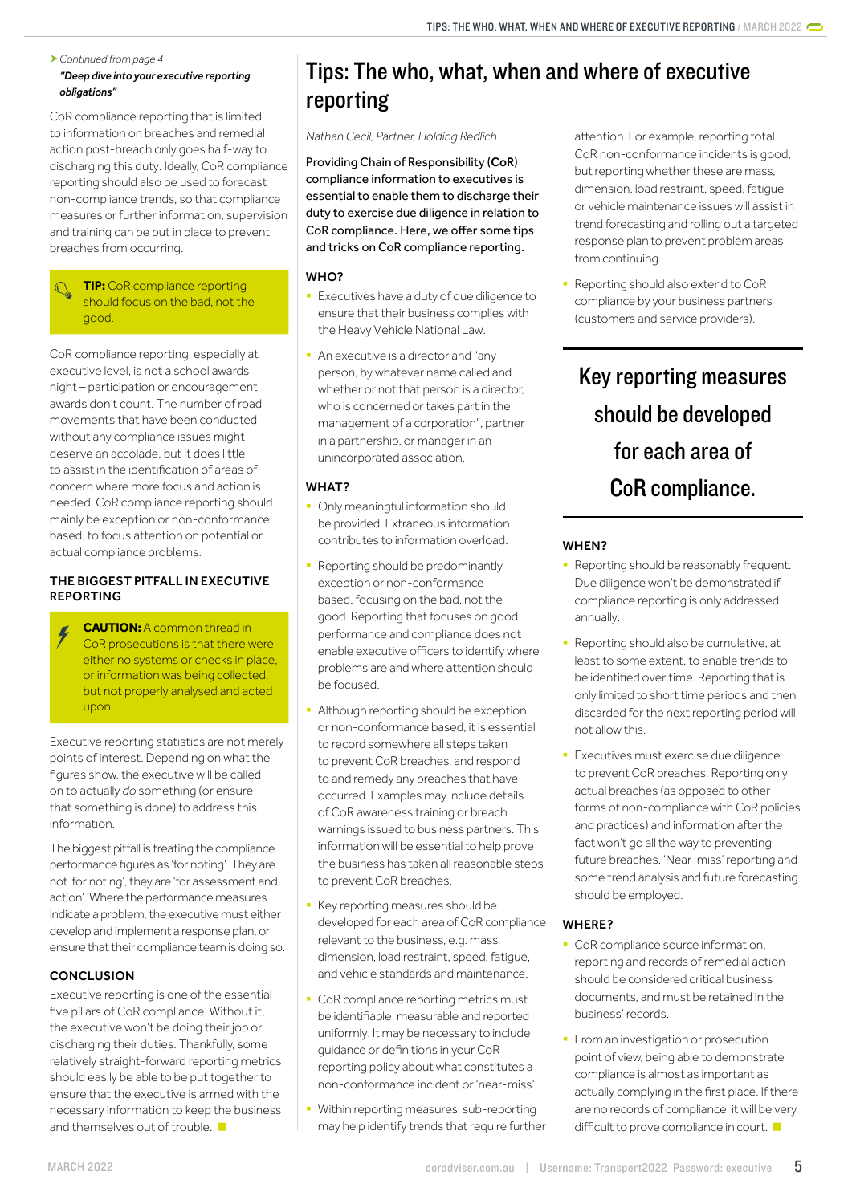➤ *Continued from page 4*

***"Deep dive into your executive reporting obligations"***

CoR compliance reporting that is limited to information on breaches and remedial action post-breach only goes half-way to discharging this duty. Ideally, CoR compliance reporting should also be used to forecast non-compliance trends, so that compliance measures or further information, supervision and training can be put in place to prevent breaches from occurring.

> **TIP:** CoR compliance reporting should focus on the bad, not the good.

CoR compliance reporting, especially at executive level, is not a school awards night – participation or encouragement awards don't count. The number of road movements that have been conducted without any compliance issues might deserve an accolade, but it does little to assist in the identification of areas of concern where more focus and action is needed. CoR compliance reporting should mainly be exception or non-conformance based, to focus attention on potential or actual compliance problems.

### THE BIGGEST PITFALL IN EXECUTIVE REPORTING

> **CAUTION:** A common thread in CoR prosecutions is that there were either no systems or checks in place, or information was being collected, but not properly analysed and acted upon.

Executive reporting statistics are not merely points of interest. Depending on what the figures show, the executive will be called on to actually *do* something (or ensure that something is done) to address this information.

The biggest pitfall is treating the compliance performance figures as 'for noting'. They are not 'for noting', they are 'for assessment and action'. Where the performance measures indicate a problem, the executive must either develop and implement a response plan, or ensure that their compliance team is doing so.

### CONCLUSION

Executive reporting is one of the essential five pillars of CoR compliance. Without it, the executive won't be doing their job or discharging their duties. Thankfully, some relatively straight-forward reporting metrics should easily be able to be put together to ensure that the executive is armed with the necessary information to keep the business and themselves out of trouble.

# Tips: The who, what, when and where of executive reporting

*Nathan Cecil, Partner, Holding Redlich*

**Providing Chain of Responsibility (CoR) compliance information to executives is essential to enable them to discharge their duty to exercise due diligence in relation to CoR compliance. Here, we offer some tips and tricks on CoR compliance reporting.**

### WHO?

- Executives have a duty of due diligence to ensure that their business complies with the Heavy Vehicle National Law.
- An executive is a director and "any person, by whatever name called and whether or not that person is a director, who is concerned or takes part in the management of a corporation", partner in a partnership, or manager in an unincorporated association.

### WHAT?

- Only meaningful information should be provided. Extraneous information contributes to information overload.
- Reporting should be predominantly exception or non-conformance based, focusing on the bad, not the good. Reporting that focuses on good performance and compliance does not enable executive officers to identify where problems are and where attention should be focused.
- Although reporting should be exception or non-conformance based, it is essential to record somewhere all steps taken to prevent CoR breaches, and respond to and remedy any breaches that have occurred. Examples may include details of CoR awareness training or breach warnings issued to business partners. This information will be essential to help prove the business has taken all reasonable steps to prevent CoR breaches.
- Key reporting measures should be developed for each area of CoR compliance relevant to the business, e.g. mass, dimension, load restraint, speed, fatigue, and vehicle standards and maintenance.
- CoR compliance reporting metrics must be identifiable, measurable and reported uniformly. It may be necessary to include guidance or definitions in your CoR reporting policy about what constitutes a non-conformance incident or 'near-miss'.
- Within reporting measures, sub-reporting may help identify trends that require further attention. For example, reporting total CoR non-conformance incidents is good, but reporting whether these are mass, dimension, load restraint, speed, fatigue or vehicle maintenance issues will assist in trend forecasting and rolling out a targeted response plan to prevent problem areas from continuing.
- Reporting should also extend to CoR compliance by your business partners (customers and service providers).

> **Key reporting measures should be developed for each area of CoR compliance.**

### WHEN?

- Reporting should be reasonably frequent. Due diligence won't be demonstrated if compliance reporting is only addressed annually.
- Reporting should also be cumulative, at least to some extent, to enable trends to be identified over time. Reporting that is only limited to short time periods and then discarded for the next reporting period will not allow this.
- Executives must exercise due diligence to prevent CoR breaches. Reporting only actual breaches (as opposed to other forms of non-compliance with CoR policies and practices) and information after the fact won't go all the way to preventing future breaches. 'Near-miss' reporting and some trend analysis and future forecasting should be employed.

### WHERE?

- CoR compliance source information, reporting and records of remedial action should be considered critical business documents, and must be retained in the business' records.
- From an investigation or prosecution point of view, being able to demonstrate compliance is almost as important as actually complying in the first place. If there are no records of compliance, it will be very difficult to prove compliance in court.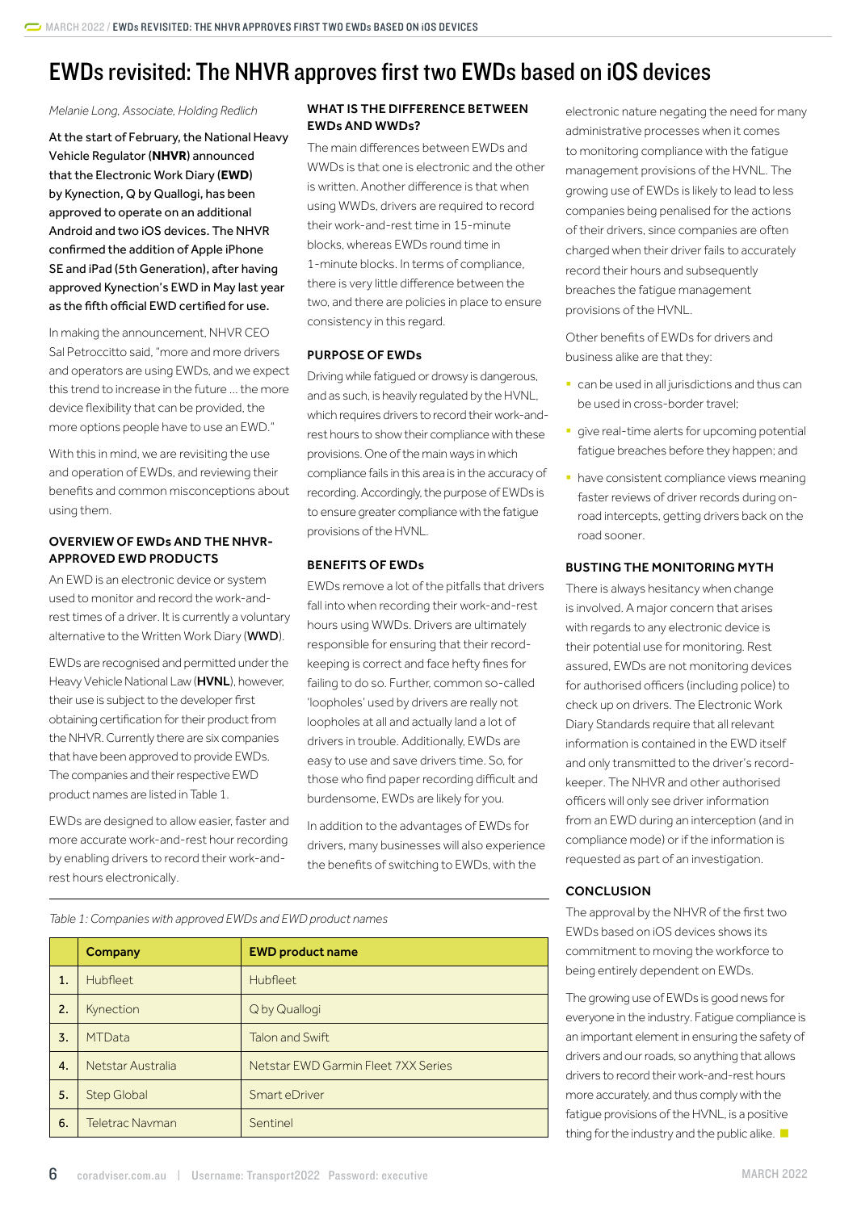# EWDs revisited: The NHVR approves first two EWDs based on iOS devices

*Melanie Long, Associate, Holding Redlich*

At the start of February, the National Heavy Vehicle Regulator (**NHVR**) announced that the Electronic Work Diary (**EWD**) by Kynection, Q by Quallogi, has been approved to operate on an additional Android and two iOS devices. The NHVR confirmed the addition of Apple iPhone SE and iPad (5th Generation), after having approved Kynection's EWD in May last year as the fifth official EWD certified for use.

In making the announcement, NHVR CEO Sal Petroccitto said, "more and more drivers and operators are using EWDs, and we expect this trend to increase in the future … the more device flexibility that can be provided, the more options people have to use an EWD."

With this in mind, we are revisiting the use and operation of EWDs, and reviewing their benefits and common misconceptions about using them.

## OVERVIEW OF EWDs AND THE NHVR-APPROVED EWD PRODUCTS

An EWD is an electronic device or system used to monitor and record the work-and-rest times of a driver. It is currently a voluntary alternative to the Written Work Diary (**WWD**).

EWDs are recognised and permitted under the Heavy Vehicle National Law (**HVNL**), however, their use is subject to the developer first obtaining certification for their product from the NHVR. Currently there are six companies that have been approved to provide EWDs. The companies and their respective EWD product names are listed in Table 1.

EWDs are designed to allow easier, faster and more accurate work-and-rest hour recording by enabling drivers to record their work-and-rest hours electronically.

## WHAT IS THE DIFFERENCE BETWEEN EWDs AND WWDs?

The main differences between EWDs and WWDs is that one is electronic and the other is written. Another difference is that when using WWDs, drivers are required to record their work-and-rest time in 15-minute blocks, whereas EWDs round time in 1-minute blocks. In terms of compliance, there is very little difference between the two, and there are policies in place to ensure consistency in this regard.

## PURPOSE OF EWDs

Driving while fatigued or drowsy is dangerous, and as such, is heavily regulated by the HVNL, which requires drivers to record their work-and-rest hours to show their compliance with these provisions. One of the main ways in which compliance fails in this area is in the accuracy of recording. Accordingly, the purpose of EWDs is to ensure greater compliance with the fatigue provisions of the HVNL.

## BENEFITS OF EWDs

EWDs remove a lot of the pitfalls that drivers fall into when recording their work-and-rest hours using WWDs. Drivers are ultimately responsible for ensuring that their record-keeping is correct and face hefty fines for failing to do so. Further, common so-called 'loopholes' used by drivers are really not loopholes at all and actually land a lot of drivers in trouble. Additionally, EWDs are easy to use and save drivers time. So, for those who find paper recording difficult and burdensome, EWDs are likely for you.

In addition to the advantages of EWDs for drivers, many businesses will also experience the benefits of switching to EWDs, with the electronic nature negating the need for many administrative processes when it comes to monitoring compliance with the fatigue management provisions of the HVNL. The growing use of EWDs is likely to lead to less companies being penalised for the actions of their drivers, since companies are often charged when their driver fails to accurately record their hours and subsequently breaches the fatigue management provisions of the HVNL.

Other benefits of EWDs for drivers and business alike are that they:

- can be used in all jurisdictions and thus can be used in cross-border travel;
- give real-time alerts for upcoming potential fatigue breaches before they happen; and
- have consistent compliance views meaning faster reviews of driver records during on-road intercepts, getting drivers back on the road sooner.

## BUSTING THE MONITORING MYTH

There is always hesitancy when change is involved. A major concern that arises with regards to any electronic device is their potential use for monitoring. Rest assured, EWDs are not monitoring devices for authorised officers (including police) to check up on drivers. The Electronic Work Diary Standards require that all relevant information is contained in the EWD itself and only transmitted to the driver's record-keeper. The NHVR and other authorised officers will only see driver information from an EWD during an interception (and in compliance mode) or if the information is requested as part of an investigation.

## CONCLUSION

The approval by the NHVR of the first two EWDs based on iOS devices shows its commitment to moving the workforce to being entirely dependent on EWDs.

The growing use of EWDs is good news for everyone in the industry. Fatigue compliance is an important element in ensuring the safety of drivers and our roads, so anything that allows drivers to record their work-and-rest hours more accurately, and thus comply with the fatigue provisions of the HVNL, is a positive thing for the industry and the public alike.

*Table 1: Companies with approved EWDs and EWD product names*

| | Company | EWD product name |
|---|---|---|
| 1. | Hubfleet | Hubfleet |
| 2. | Kynection | Q by Quallogi |
| 3. | MTData | Talon and Swift |
| 4. | Netstar Australia | Netstar EWD Garmin Fleet 7XX Series |
| 5. | Step Global | Smart eDriver |
| 6. | Teletrac Navman | Sentinel |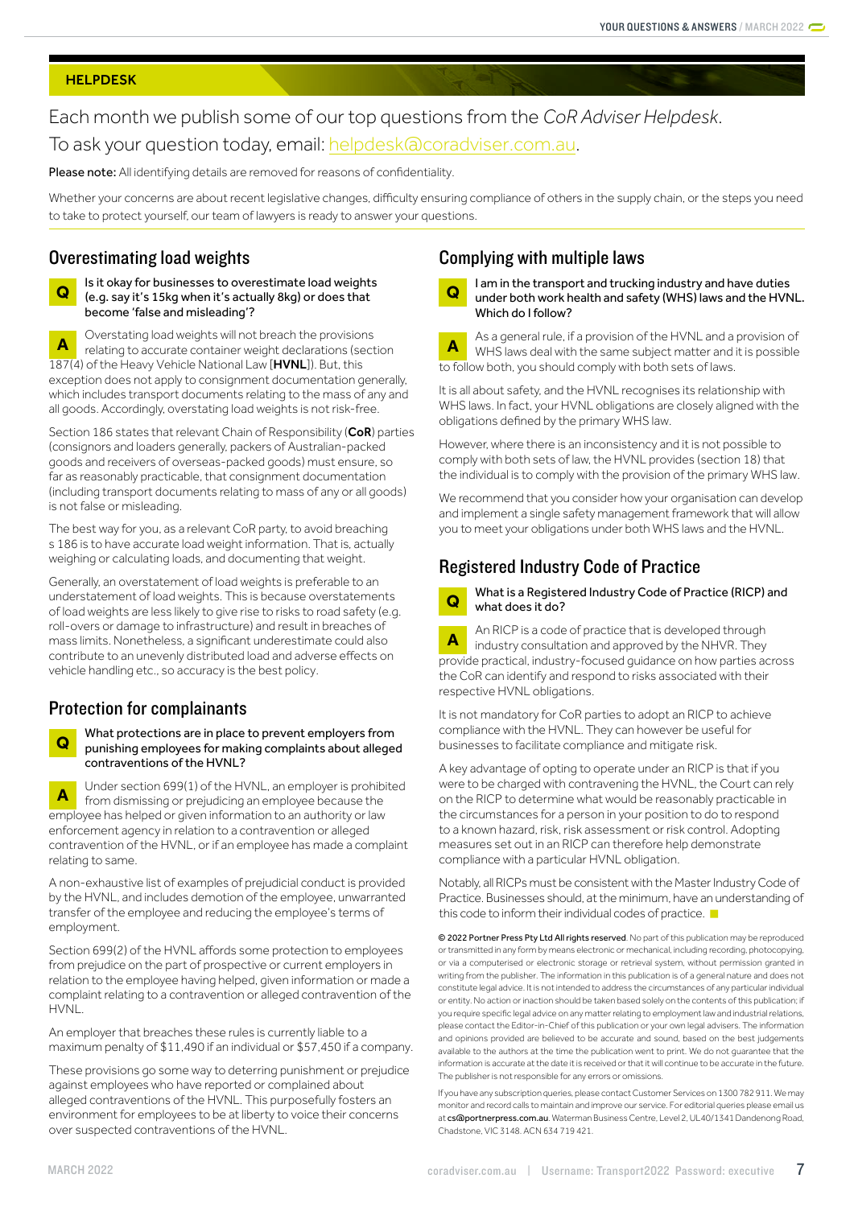HELPDESK

Each month we publish some of our top questions from the *CoR Adviser Helpdesk*. To ask your question today, email: helpdesk@coradviser.com.au.

**Please note:** All identifying details are removed for reasons of confidentiality.

Whether your concerns are about recent legislative changes, difficulty ensuring compliance of others in the supply chain, or the steps you need to take to protect yourself, our team of lawyers is ready to answer your questions.

## Overestimating load weights

**Q** Is it okay for businesses to overestimate load weights (e.g. say it's 15kg when it's actually 8kg) or does that become 'false and misleading'?

**A** Overstating load weights will not breach the provisions relating to accurate container weight declarations (section 187(4) of the Heavy Vehicle National Law [**HVNL**]). But, this exception does not apply to consignment documentation generally, which includes transport documents relating to the mass of any and all goods. Accordingly, overstating load weights is not risk-free.

Section 186 states that relevant Chain of Responsibility (**CoR**) parties (consignors and loaders generally, packers of Australian-packed goods and receivers of overseas-packed goods) must ensure, so far as reasonably practicable, that consignment documentation (including transport documents relating to mass of any or all goods) is not false or misleading.

The best way for you, as a relevant CoR party, to avoid breaching s 186 is to have accurate load weight information. That is, actually weighing or calculating loads, and documenting that weight.

Generally, an overstatement of load weights is preferable to an understatement of load weights. This is because overstatements of load weights are less likely to give rise to risks to road safety (e.g. roll-overs or damage to infrastructure) and result in breaches of mass limits. Nonetheless, a significant underestimate could also contribute to an unevenly distributed load and adverse effects on vehicle handling etc., so accuracy is the best policy.

## Protection for complainants

**Q** What protections are in place to prevent employers from punishing employees for making complaints about alleged contraventions of the HVNL?

**A** Under section 699(1) of the HVNL, an employer is prohibited from dismissing or prejudicing an employee because the employee has helped or given information to an authority or law enforcement agency in relation to a contravention or alleged contravention of the HVNL, or if an employee has made a complaint relating to same.

A non-exhaustive list of examples of prejudicial conduct is provided by the HVNL, and includes demotion of the employee, unwarranted transfer of the employee and reducing the employee's terms of employment.

Section 699(2) of the HVNL affords some protection to employees from prejudice on the part of prospective or current employers in relation to the employee having helped, given information or made a complaint relating to a contravention or alleged contravention of the HVNL.

An employer that breaches these rules is currently liable to a maximum penalty of $11,490 if an individual or $57,450 if a company.

These provisions go some way to deterring punishment or prejudice against employees who have reported or complained about alleged contraventions of the HVNL. This purposefully fosters an environment for employees to be at liberty to voice their concerns over suspected contraventions of the HVNL.

## Complying with multiple laws

**Q** I am in the transport and trucking industry and have duties under both work health and safety (WHS) laws and the HVNL. Which do I follow?

**A** As a general rule, if a provision of the HVNL and a provision of WHS laws deal with the same subject matter and it is possible to follow both, you should comply with both sets of laws.

It is all about safety, and the HVNL recognises its relationship with WHS laws. In fact, your HVNL obligations are closely aligned with the obligations defined by the primary WHS law.

However, where there is an inconsistency and it is not possible to comply with both sets of law, the HVNL provides (section 18) that the individual is to comply with the provision of the primary WHS law.

We recommend that you consider how your organisation can develop and implement a single safety management framework that will allow you to meet your obligations under both WHS laws and the HVNL.

## Registered Industry Code of Practice

**Q** What is a Registered Industry Code of Practice (RICP) and what does it do?

**A** An RICP is a code of practice that is developed through industry consultation and approved by the NHVR. They provide practical, industry-focused guidance on how parties across the CoR can identify and respond to risks associated with their respective HVNL obligations.

It is not mandatory for CoR parties to adopt an RICP to achieve compliance with the HVNL. They can however be useful for businesses to facilitate compliance and mitigate risk.

A key advantage of opting to operate under an RICP is that if you were to be charged with contravening the HVNL, the Court can rely on the RICP to determine what would be reasonably practicable in the circumstances for a person in your position to do to respond to a known hazard, risk, risk assessment or risk control. Adopting measures set out in an RICP can therefore help demonstrate compliance with a particular HVNL obligation.

Notably, all RICPs must be consistent with the Master Industry Code of Practice. Businesses should, at the minimum, have an understanding of this code to inform their individual codes of practice.

**© 2022 Portner Press Pty Ltd All rights reserved**. No part of this publication may be reproduced or transmitted in any form by means electronic or mechanical, including recording, photocopying, or via a computerised or electronic storage or retrieval system, without permission granted in writing from the publisher. The information in this publication is of a general nature and does not constitute legal advice. It is not intended to address the circumstances of any particular individual or entity. No action or inaction should be taken based solely on the contents of this publication; if you require specific legal advice on any matter relating to employment law and industrial relations, please contact the Editor-in-Chief of this publication or your own legal advisers. The information and opinions provided are believed to be accurate and sound, based on the best judgements available to the authors at the time the publication went to print. We do not guarantee that the information is accurate at the date it is received or that it will continue to be accurate in the future. The publisher is not responsible for any errors or omissions.

If you have any subscription queries, please contact Customer Services on 1300 782 911. We may monitor and record calls to maintain and improve our service. For editorial queries please email us at **cs@portnerpress.com.au**. Waterman Business Centre, Level 2, UL40/1341 Dandenong Road, Chadstone, VIC 3148. ACN 634 719 421.

coradviser.com.au | Username: Transport2022 Password: executive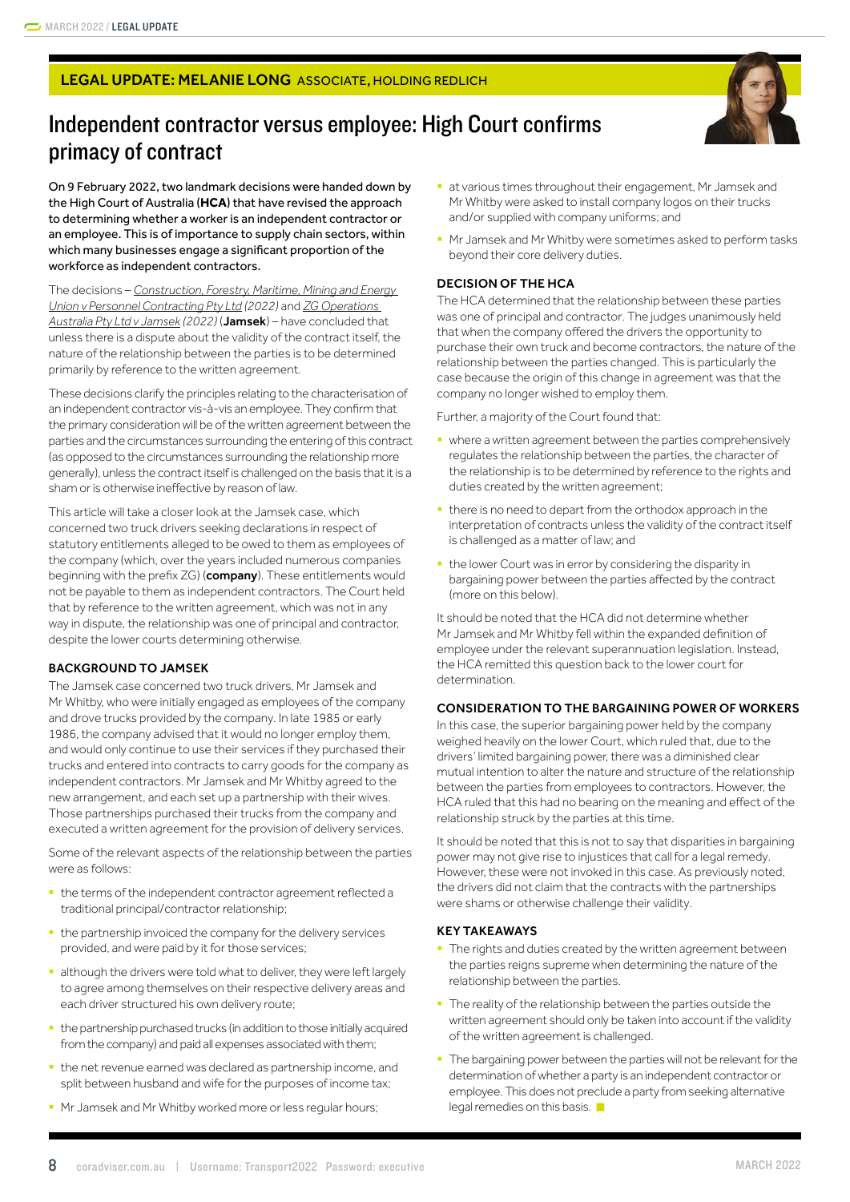## LEGAL UPDATE: MELANIE LONG ASSOCIATE, HOLDING REDLICH

# Independent contractor versus employee: High Court confirms primacy of contract

**On 9 February 2022, two landmark decisions were handed down by the High Court of Australia (HCA) that have revised the approach to determining whether a worker is an independent contractor or an employee. This is of importance to supply chain sectors, within which many businesses engage a significant proportion of the workforce as independent contractors.**

The decisions – *Construction, Forestry, Maritime, Mining and Energy Union v Personnel Contracting Pty Ltd (2022)* and *ZG Operations Australia Pty Ltd v Jamsek (2022)* (**Jamsek**) – have concluded that unless there is a dispute about the validity of the contract itself, the nature of the relationship between the parties is to be determined primarily by reference to the written agreement.

These decisions clarify the principles relating to the characterisation of an independent contractor vis-à-vis an employee. They confirm that the primary consideration will be of the written agreement between the parties and the circumstances surrounding the entering of this contract (as opposed to the circumstances surrounding the relationship more generally), unless the contract itself is challenged on the basis that it is a sham or is otherwise ineffective by reason of law.

This article will take a closer look at the Jamsek case, which concerned two truck drivers seeking declarations in respect of statutory entitlements alleged to be owed to them as employees of the company (which, over the years included numerous companies beginning with the prefix ZG) (**company**). These entitlements would not be payable to them as independent contractors. The Court held that by reference to the written agreement, which was not in any way in dispute, the relationship was one of principal and contractor, despite the lower courts determining otherwise.

### BACKGROUND TO JAMSEK

The Jamsek case concerned two truck drivers, Mr Jamsek and Mr Whitby, who were initially engaged as employees of the company and drove trucks provided by the company. In late 1985 or early 1986, the company advised that it would no longer employ them, and would only continue to use their services if they purchased their trucks and entered into contracts to carry goods for the company as independent contractors. Mr Jamsek and Mr Whitby agreed to the new arrangement, and each set up a partnership with their wives. Those partnerships purchased their trucks from the company and executed a written agreement for the provision of delivery services.

Some of the relevant aspects of the relationship between the parties were as follows:

- the terms of the independent contractor agreement reflected a traditional principal/contractor relationship;
- the partnership invoiced the company for the delivery services provided, and were paid by it for those services;
- although the drivers were told what to deliver, they were left largely to agree among themselves on their respective delivery areas and each driver structured his own delivery route;
- the partnership purchased trucks (in addition to those initially acquired from the company) and paid all expenses associated with them;
- the net revenue earned was declared as partnership income, and split between husband and wife for the purposes of income tax;
- Mr Jamsek and Mr Whitby worked more or less regular hours;
- at various times throughout their engagement, Mr Jamsek and Mr Whitby were asked to install company logos on their trucks and/or supplied with company uniforms; and
- Mr Jamsek and Mr Whitby were sometimes asked to perform tasks beyond their core delivery duties.

### DECISION OF THE HCA

The HCA determined that the relationship between these parties was one of principal and contractor. The judges unanimously held that when the company offered the drivers the opportunity to purchase their own truck and become contractors, the nature of the relationship between the parties changed. This is particularly the case because the origin of this change in agreement was that the company no longer wished to employ them.

Further, a majority of the Court found that:

- where a written agreement between the parties comprehensively regulates the relationship between the parties, the character of the relationship is to be determined by reference to the rights and duties created by the written agreement;
- there is no need to depart from the orthodox approach in the interpretation of contracts unless the validity of the contract itself is challenged as a matter of law; and
- the lower Court was in error by considering the disparity in bargaining power between the parties affected by the contract (more on this below).

It should be noted that the HCA did not determine whether Mr Jamsek and Mr Whitby fell within the expanded definition of employee under the relevant superannuation legislation. Instead, the HCA remitted this question back to the lower court for determination.

### CONSIDERATION TO THE BARGAINING POWER OF WORKERS

In this case, the superior bargaining power held by the company weighed heavily on the lower Court, which ruled that, due to the drivers' limited bargaining power, there was a diminished clear mutual intention to alter the nature and structure of the relationship between the parties from employees to contractors. However, the HCA ruled that this had no bearing on the meaning and effect of the relationship struck by the parties at this time.

It should be noted that this is not to say that disparities in bargaining power may not give rise to injustices that call for a legal remedy. However, these were not invoked in this case. As previously noted, the drivers did not claim that the contracts with the partnerships were shams or otherwise challenge their validity.

### KEY TAKEAWAYS

- The rights and duties created by the written agreement between the parties reigns supreme when determining the nature of the relationship between the parties.
- The reality of the relationship between the parties outside the written agreement should only be taken into account if the validity of the written agreement is challenged.
- The bargaining power between the parties will not be relevant for the determination of whether a party is an independent contractor or employee. This does not preclude a party from seeking alternative legal remedies on this basis.